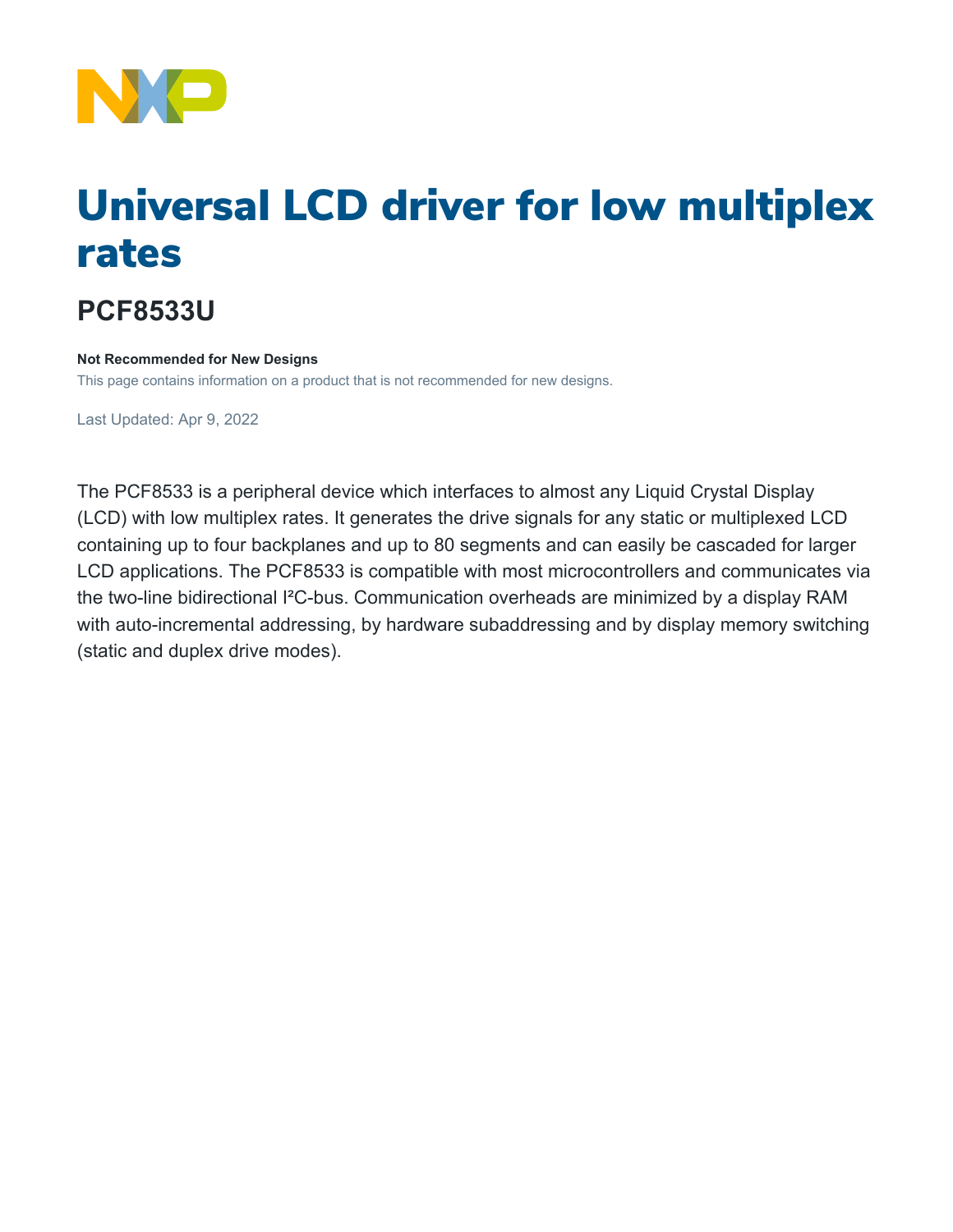# Universal LCD driver for low multiplex rates

## PCF8533U

**Not Recommended for New Designs**

This page contains information on a product that is not recommended for new designs.

Last Updated: Apr 9, 2022

The PCF8533 is a peripheral device which interfaces to almost any Liquid Crystal Display (LCD) with low multiplex rates. It generates the drive signals for any static or multiplexed LCD containing up to four backplanes and up to 80 segments and can easily be cascaded for larger LCD applications. The PCF8533 is compatible with most microcontrollers and communicates via the two-line bidirectional I²C-bus. Communication overheads are minimized by a display RAM with auto-incremental addressing, by hardware subaddressing and by display memory switching (static and duplex drive modes).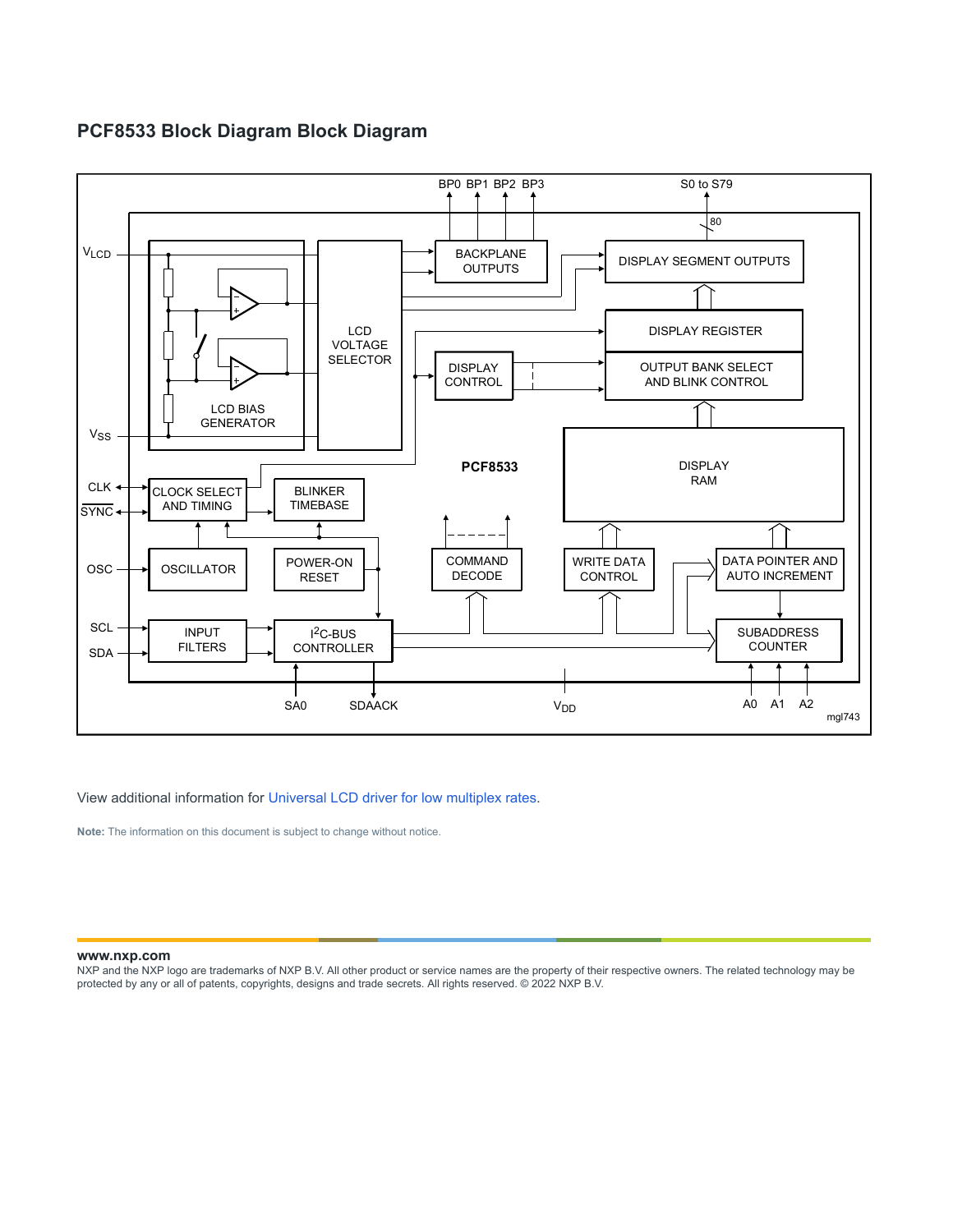## PCF8533 Block Diagram Block Diagram

$V_{LCD}$
$V_{SS}$
BP0 BP1 BP2 BP3
S0 to S79
80
BACKPLANE OUTPUTS
DISPLAY SEGMENT OUTPUTS
LCD VOLTAGE SELECTOR
LCD BIAS GENERATOR
DISPLAY REGISTER
DISPLAY CONTROL
OUTPUT BANK SELECT AND BLINK CONTROL
PCF8533
DISPLAY RAM
CLK
$\overline{SYNC}$
CLOCK SELECT AND TIMING
BLINKER TIMEBASE
OSC
OSCILLATOR
POWER-ON RESET
COMMAND DECODE
WRITE DATA CONTROL
DATA POINTER AND AUTO INCREMENT
SCL
SDA
INPUT FILTERS
$I^2C$-BUS CONTROLLER
SUBADDRESS COUNTER
SA0
SDAACK
$V_{DD}$
A0 A1 A2
mgl743

View additional information for Universal LCD driver for low multiplex rates.

**Note:** The information on this document is subject to change without notice.

**www.nxp.com**
NXP and the NXP logo are trademarks of NXP B.V. All other product or service names are the property of their respective owners. The related technology may be protected by any or all of patents, copyrights, designs and trade secrets. All rights reserved. © 2022 NXP B.V.